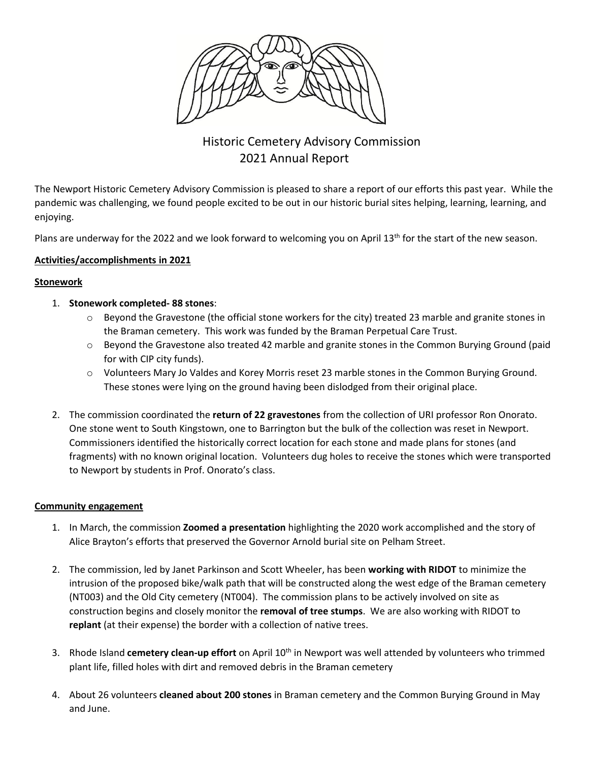# Historic Cemetery Advisory Commission
## 2021 Annual Report

The Newport Historic Cemetery Advisory Commission is pleased to share a report of our efforts this past year. While the pandemic was challenging, we found people excited to be out in our historic burial sites helping, learning, learning, and enjoying.

Plans are underway for the 2022 and we look forward to welcoming you on April 13th for the start of the new season.

**Activities/accomplishments in 2021**

**Stonework**

1. **Stonework completed- 88 stones**:
   - Beyond the Gravestone (the official stone workers for the city) treated 23 marble and granite stones in the Braman cemetery. This work was funded by the Braman Perpetual Care Trust.
   - Beyond the Gravestone also treated 42 marble and granite stones in the Common Burying Ground (paid for with CIP city funds).
   - Volunteers Mary Jo Valdes and Korey Morris reset 23 marble stones in the Common Burying Ground. These stones were lying on the ground having been dislodged from their original place.

2. The commission coordinated the **return of 22 gravestones** from the collection of URI professor Ron Onorato. One stone went to South Kingstown, one to Barrington but the bulk of the collection was reset in Newport. Commissioners identified the historically correct location for each stone and made plans for stones (and fragments) with no known original location. Volunteers dug holes to receive the stones which were transported to Newport by students in Prof. Onorato's class.

**Community engagement**

1. In March, the commission **Zoomed a presentation** highlighting the 2020 work accomplished and the story of Alice Brayton's efforts that preserved the Governor Arnold burial site on Pelham Street.

2. The commission, led by Janet Parkinson and Scott Wheeler, has been **working with RIDOT** to minimize the intrusion of the proposed bike/walk path that will be constructed along the west edge of the Braman cemetery (NT003) and the Old City cemetery (NT004). The commission plans to be actively involved on site as construction begins and closely monitor the **removal of tree stumps**. We are also working with RIDOT to **replant** (at their expense) the border with a collection of native trees.

3. Rhode Island **cemetery clean-up effort** on April 10th in Newport was well attended by volunteers who trimmed plant life, filled holes with dirt and removed debris in the Braman cemetery

4. About 26 volunteers **cleaned about 200 stones** in Braman cemetery and the Common Burying Ground in May and June.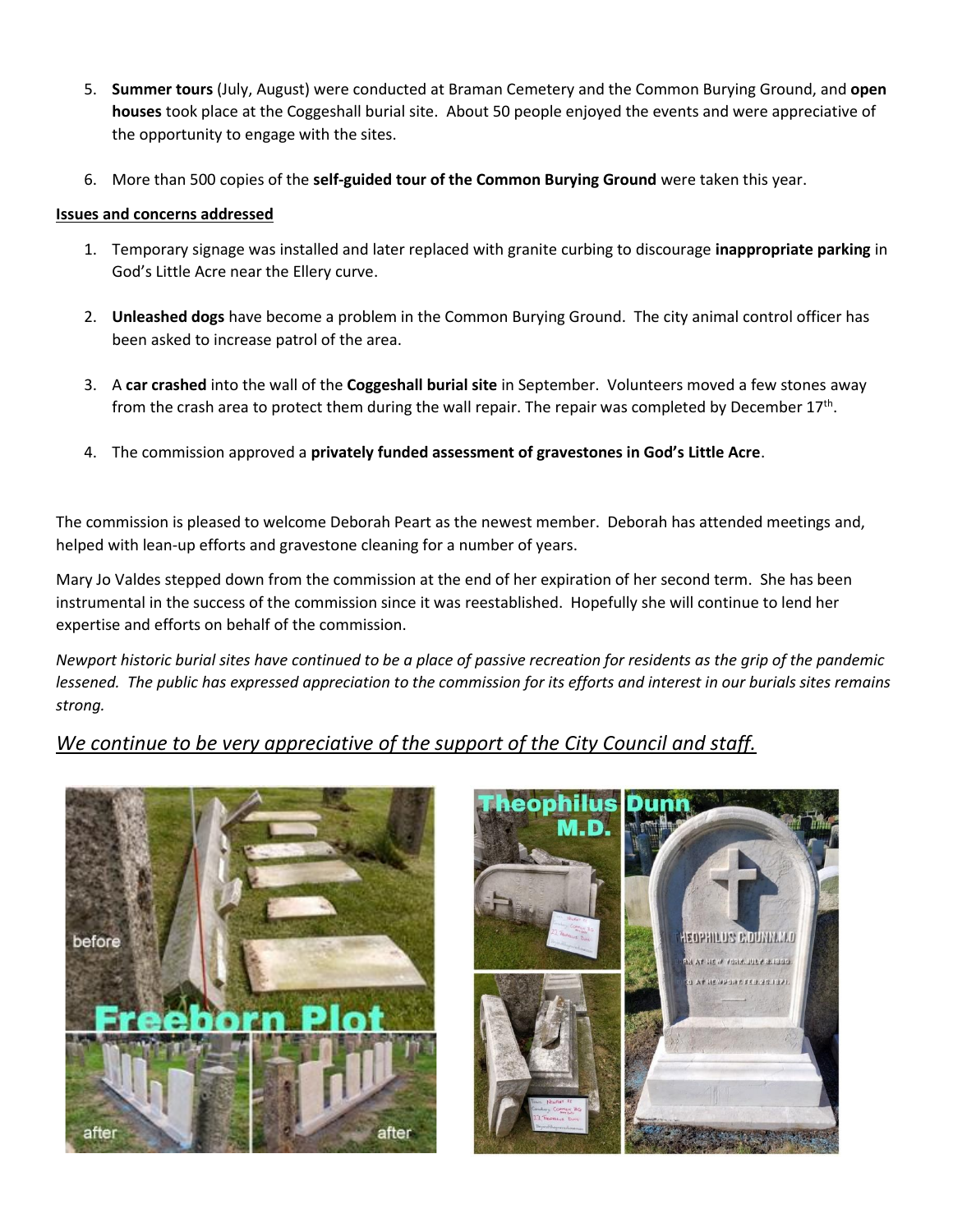5. **Summer tours** (July, August) were conducted at Braman Cemetery and the Common Burying Ground, and **open houses** took place at the Coggeshall burial site. About 50 people enjoyed the events and were appreciative of the opportunity to engage with the sites.

6. More than 500 copies of the **self-guided tour of the Common Burying Ground** were taken this year.

**Issues and concerns addressed**

1. Temporary signage was installed and later replaced with granite curbing to discourage **inappropriate parking** in God's Little Acre near the Ellery curve.

2. **Unleashed dogs** have become a problem in the Common Burying Ground. The city animal control officer has been asked to increase patrol of the area.

3. A **car crashed** into the wall of the **Coggeshall burial site** in September. Volunteers moved a few stones away from the crash area to protect them during the wall repair. The repair was completed by December 17th.

4. The commission approved a **privately funded assessment of gravestones in God's Little Acre**.

The commission is pleased to welcome Deborah Peart as the newest member. Deborah has attended meetings and, helped with lean-up efforts and gravestone cleaning for a number of years.

Mary Jo Valdes stepped down from the commission at the end of her expiration of her second term. She has been instrumental in the success of the commission since it was reestablished. Hopefully she will continue to lend her expertise and efforts on behalf of the commission.

*Newport historic burial sites have continued to be a place of passive recreation for residents as the grip of the pandemic lessened. The public has expressed appreciation to the commission for its efforts and interest in our burials sites remains strong.*

## *We continue to be very appreciative of the support of the City Council and staff.*